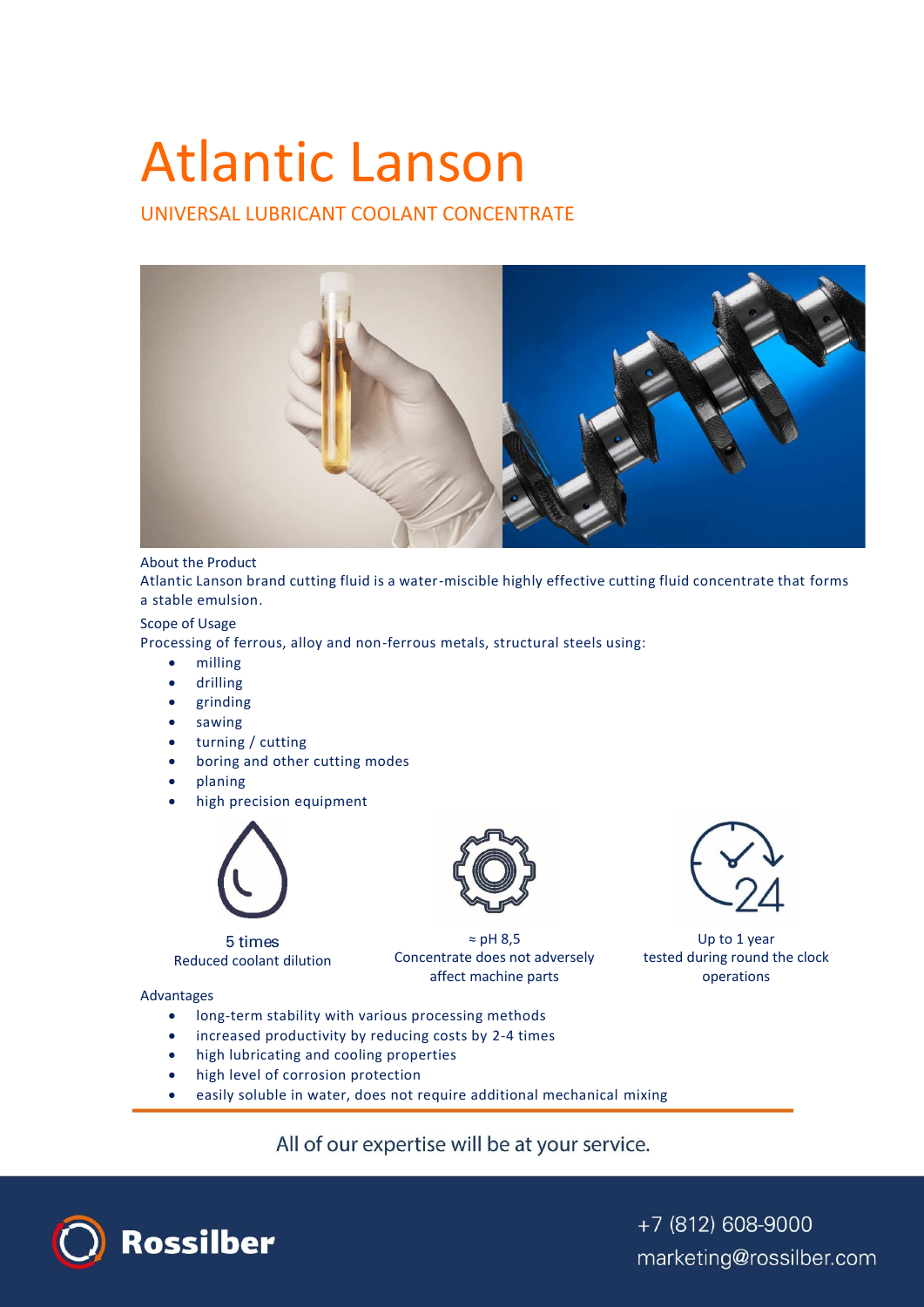# Atlantic Lanson

## UNIVERSAL LUBRICANT COOLANT CONCENTRATE

About the Product

Atlantic Lanson brand cutting fluid is a water-miscible highly effective cutting fluid concentrate that forms a stable emulsion.

Scope of Usage

Processing of ferrous, alloy and non-ferrous metals, structural steels using:

- milling
- drilling
- grinding
- sawing
- turning / cutting
- boring and other cutting modes
- planing
- high precision equipment

5 times
Reduced coolant dilution

≈ pH 8,5
Concentrate does not adversely affect machine parts

Up to 1 year
tested during round the clock operations

Advantages

- long-term stability with various processing methods
- increased productivity by reducing costs by 2-4 times
- high lubricating and cooling properties
- high level of corrosion protection
- easily soluble in water, does not require additional mechanical mixing

All of our expertise will be at your service.

Rossilber

+7 (812) 608-9000
marketing@rossilber.com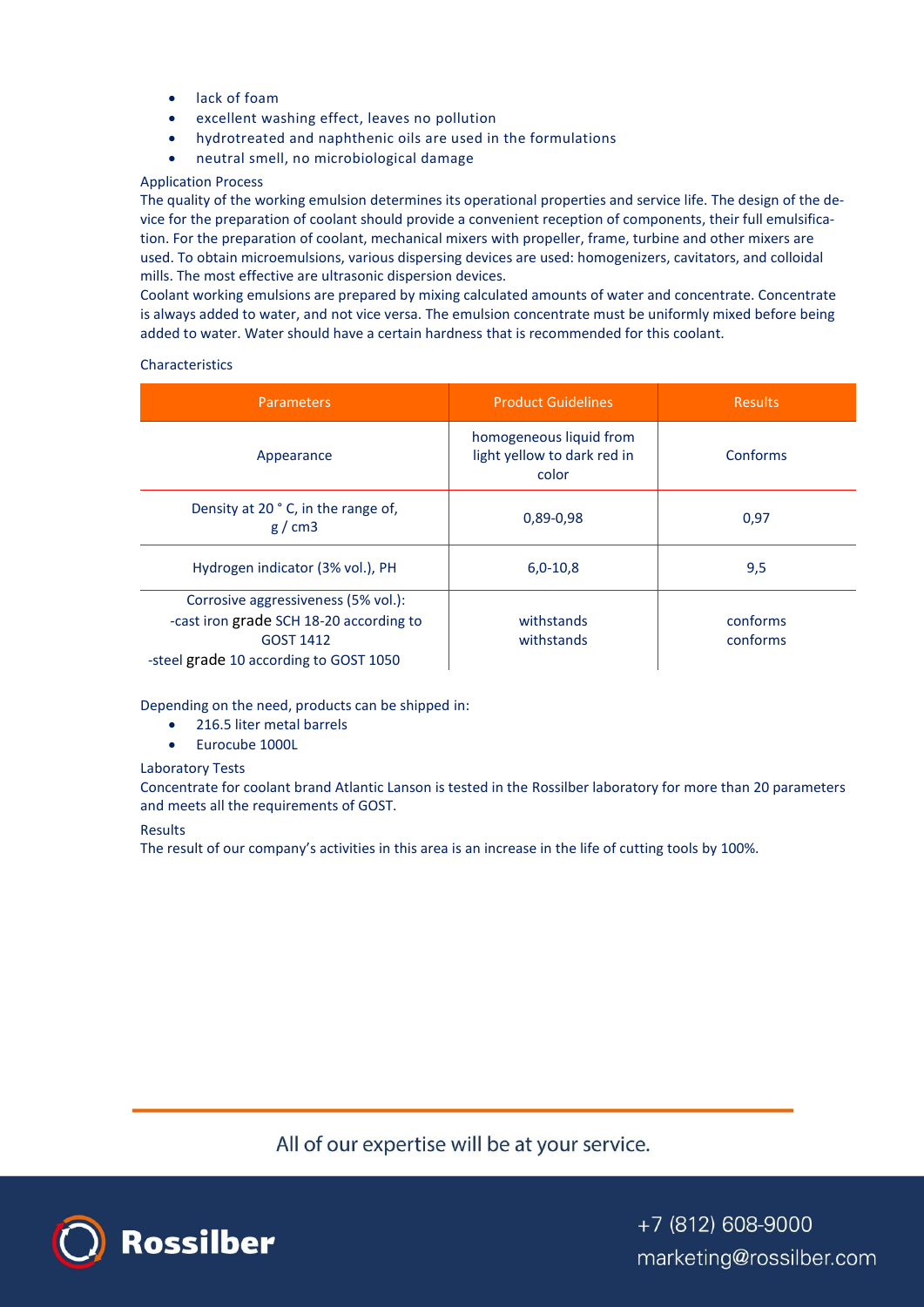- lack of foam
- excellent washing effect, leaves no pollution
- hydrotreated and naphthenic oils are used in the formulations
- neutral smell, no microbiological damage

Application Process

The quality of the working emulsion determines its operational properties and service life. The design of the device for the preparation of coolant should provide a convenient reception of components, their full emulsification. For the preparation of coolant, mechanical mixers with propeller, frame, turbine and other mixers are used. To obtain microemulsions, various dispersing devices are used: homogenizers, cavitators, and colloidal mills. The most effective are ultrasonic dispersion devices.

Coolant working emulsions are prepared by mixing calculated amounts of water and concentrate. Concentrate is always added to water, and not vice versa. The emulsion concentrate must be uniformly mixed before being added to water. Water should have a certain hardness that is recommended for this coolant.

Characteristics

| Parameters | Product Guidelines | Results |
|---|---|---|
| Appearance | homogeneous liquid from light yellow to dark red in color | Conforms |
| Density at 20 ° C, in the range of, g / cm3 | 0,89-0,98 | 0,97 |
| Hydrogen indicator (3% vol.), PH | 6,0-10,8 | 9,5 |
| Corrosive aggressiveness (5% vol.):<br>-cast iron grade SCH 18-20 according to GOST 1412<br>-steel grade 10 according to GOST 1050 | withstands<br>withstands | conforms<br>conforms |

Depending on the need, products can be shipped in:

- 216.5 liter metal barrels
- Eurocube 1000L

Laboratory Tests

Concentrate for coolant brand Atlantic Lanson is tested in the Rossilber laboratory for more than 20 parameters and meets all the requirements of GOST.

Results

The result of our company's activities in this area is an increase in the life of cutting tools by 100%.

All of our expertise will be at your service.

Rossilber

+7 (812) 608-9000
marketing@rossilber.com